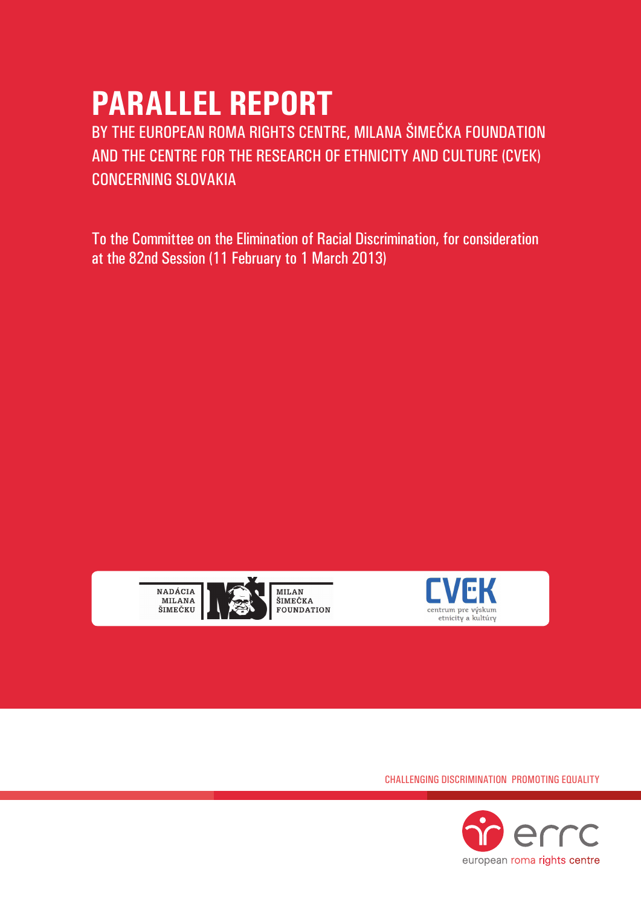# PARALLEL REPORT

BY THE EUROPEAN ROMA RIGHTS CENTRE, MILANA ŠIMEČKA FOUNDATION AND THE CENTRE FOR THE RESEARCH OF ETHNICITY AND CULTURE (CVEK) CONCERNING SLOVAKIA

To the Committee on the Elimination of Racial Discrimination, for consideration at the 82nd Session (11 February to 1 March 2013)

NADÁCIA MILANA ŠIMEČKU | MILAN ŠIMEČKA FOUNDATION

CVEK centrum pre výskum etnicity a kultúry

CHALLENGING DISCRIMINATION PROMOTING EQUALITY

errc european roma rights centre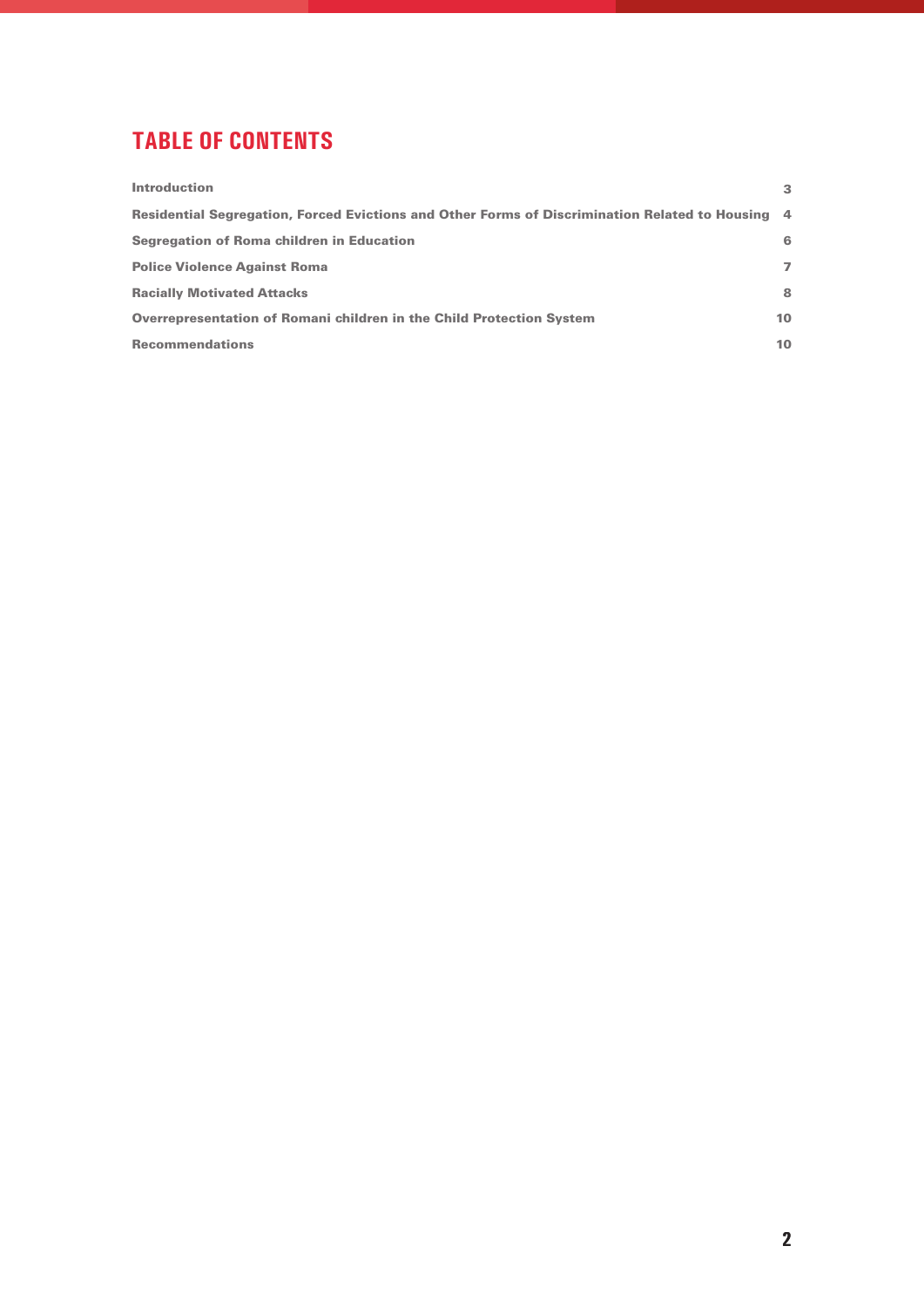# TABLE OF CONTENTS

| | |
|---|---|
| **Introduction** | **3** |
| **Residential Segregation, Forced Evictions and Other Forms of Discrimination Related to Housing** | **4** |
| **Segregation of Roma children in Education** | **6** |
| **Police Violence Against Roma** | **7** |
| **Racially Motivated Attacks** | **8** |
| **Overrepresentation of Romani children in the Child Protection System** | **10** |
| **Recommendations** | **10** |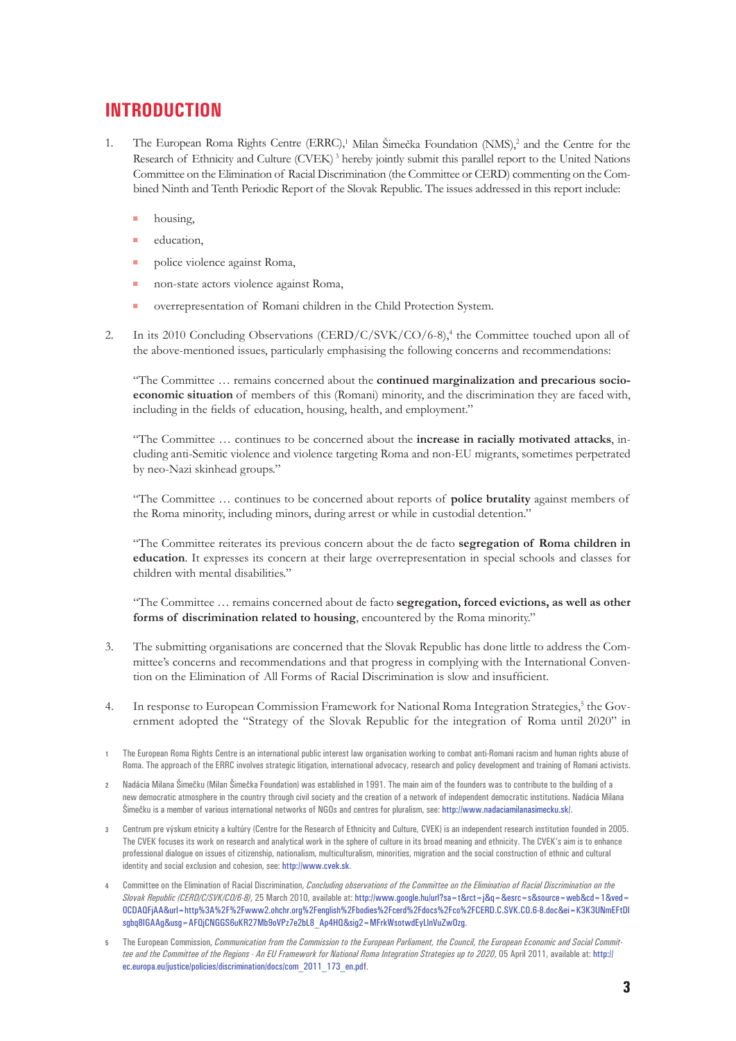# INTRODUCTION

1. The European Roma Rights Centre (ERRC),[1] Milan Šimečka Foundation (NMS),[2] and the Centre for the Research of Ethnicity and Culture (CVEK)[3] hereby jointly submit this parallel report to the United Nations Committee on the Elimination of Racial Discrimination (the Committee or CERD) commenting on the Combined Ninth and Tenth Periodic Report of the Slovak Republic. The issues addressed in this report include:

   - housing,
   - education,
   - police violence against Roma,
   - non-state actors violence against Roma,
   - overrepresentation of Romani children in the Child Protection System.

2. In its 2010 Concluding Observations (CERD/C/SVK/CO/6-8),[4] the Committee touched upon all of the above-mentioned issues, particularly emphasising the following concerns and recommendations:

   "The Committee … remains concerned about the **continued marginalization and precarious socio-economic situation** of members of this (Romani) minority, and the discrimination they are faced with, including in the fields of education, housing, health, and employment."

   "The Committee … continues to be concerned about the **increase in racially motivated attacks**, including anti-Semitic violence and violence targeting Roma and non-EU migrants, sometimes perpetrated by neo-Nazi skinhead groups."

   "The Committee … continues to be concerned about reports of **police brutality** against members of the Roma minority, including minors, during arrest or while in custodial detention."

   "The Committee reiterates its previous concern about the de facto **segregation of Roma children in education**. It expresses its concern at their large overrepresentation in special schools and classes for children with mental disabilities."

   "The Committee … remains concerned about de facto **segregation, forced evictions, as well as other forms of discrimination related to housing**, encountered by the Roma minority."

3. The submitting organisations are concerned that the Slovak Republic has done little to address the Committee's concerns and recommendations and that progress in complying with the International Convention on the Elimination of All Forms of Racial Discrimination is slow and insufficient.

4. In response to European Commission Framework for National Roma Integration Strategies,[5] the Government adopted the "Strategy of the Slovak Republic for the integration of Roma until 2020" in

---

1 The European Roma Rights Centre is an international public interest law organisation working to combat anti-Romani racism and human rights abuse of Roma. The approach of the ERRC involves strategic litigation, international advocacy, research and policy development and training of Romani activists.

2 Nadácia Milana Šimečku (Milan Šimečka Foundation) was established in 1991. The main aim of the founders was to contribute to the building of a new democratic atmosphere in the country through civil society and the creation of a network of independent democratic institutions. Nadácia Milana Šimečku is a member of various international networks of NGOs and centres for pluralism, see: http://www.nadaciamilanasimecku.sk/.

3 Centrum pre výskum etnicity a kultúry (Centre for the Research of Ethnicity and Culture, CVEK) is an independent research institution founded in 2005. The CVEK focuses its work on research and analytical work in the sphere of culture in its broad meaning and ethnicity. The CVEK's aim is to enhance professional dialogue on issues of citizenship, nationalism, multiculturalism, minorities, migration and the social construction of ethnic and cultural identity and social exclusion and cohesion, see: http://www.cvek.sk.

4 Committee on the Elimination of Racial Discrimination, *Concluding observations of the Committee on the Elimination of Racial Discrimination on the Slovak Republic (CERD/C/SVK/CO/6-8)*, 25 March 2010, available at: http://www.google.hu/url?sa=t&rct=j&q=&esrc=s&source=web&cd=1&ved=0CDAQFjAA&url=http%3A%2F%2Fwww2.ohchr.org%2Fenglish%2Fbodies%2Fcerd%2Fdocs%2Fco%2FCERD.C.SVK.CO.6-8.doc&ei=K3K3UNmEFtDIsgbq8IGAAg&usg=AFQjCNGGS6uKR27Mb9oVPz7e2bL8_Ap4HQ&sig2=MFrkWsotwdEyLlnVuZwOzg.

5 The European Commission, *Communication from the Commission to the European Parliament, the Council, the European Economic and Social Committee and the Committee of the Regions - An EU Framework for National Roma Integration Strategies up to 2020*, 05 April 2011, available at: http://ec.europa.eu/justice/policies/discrimination/docs/com_2011_173_en.pdf.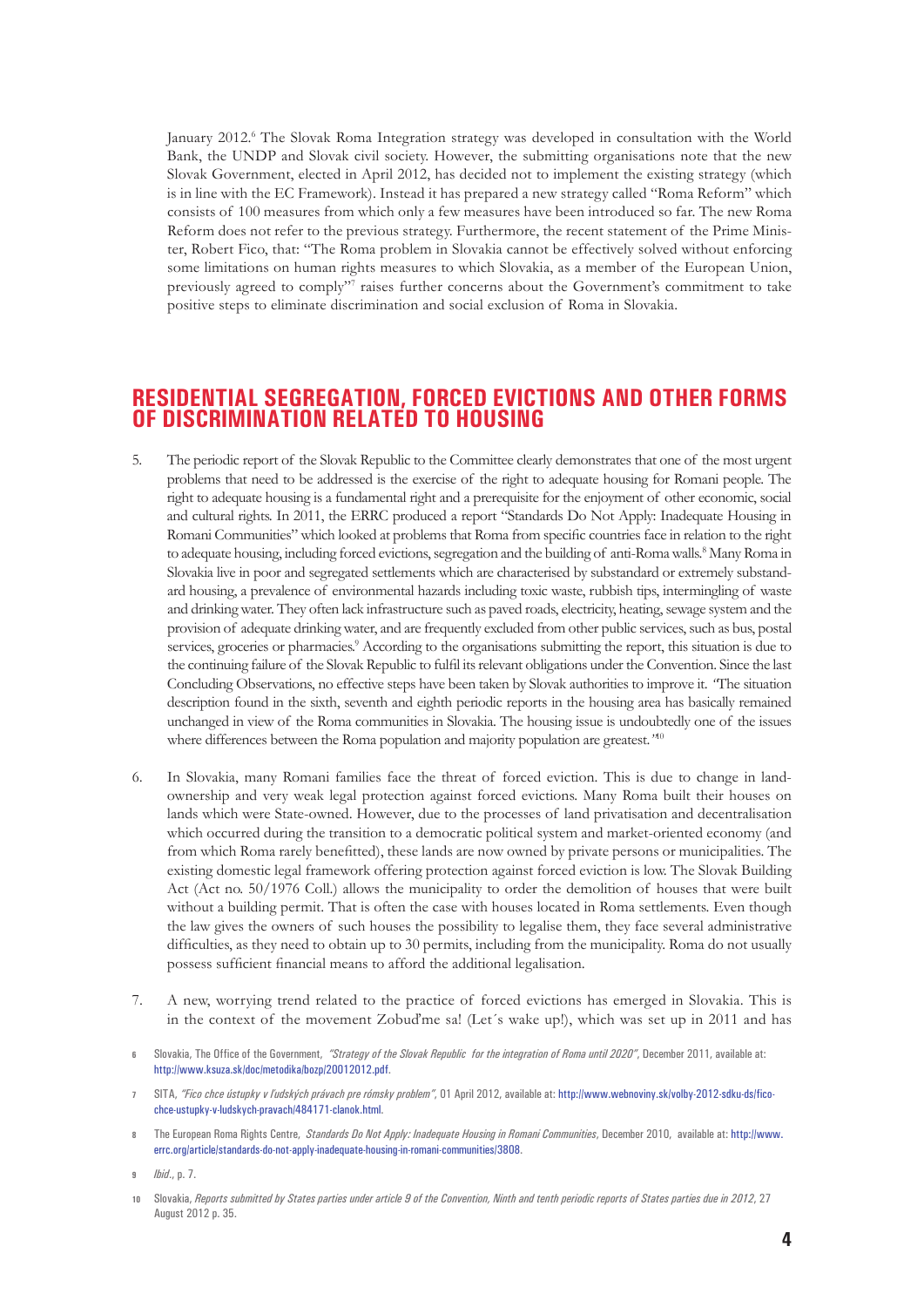January 2012.[6] The Slovak Roma Integration strategy was developed in consultation with the World Bank, the UNDP and Slovak civil society. However, the submitting organisations note that the new Slovak Government, elected in April 2012, has decided not to implement the existing strategy (which is in line with the EC Framework). Instead it has prepared a new strategy called "Roma Reform" which consists of 100 measures from which only a few measures have been introduced so far. The new Roma Reform does not refer to the previous strategy. Furthermore, the recent statement of the Prime Minister, Robert Fico, that: "The Roma problem in Slovakia cannot be effectively solved without enforcing some limitations on human rights measures to which Slovakia, as a member of the European Union, previously agreed to comply"[7] raises further concerns about the Government's commitment to take positive steps to eliminate discrimination and social exclusion of Roma in Slovakia.

## RESIDENTIAL SEGREGATION, FORCED EVICTIONS AND OTHER FORMS OF DISCRIMINATION RELATED TO HOUSING

5. The periodic report of the Slovak Republic to the Committee clearly demonstrates that one of the most urgent problems that need to be addressed is the exercise of the right to adequate housing for Romani people. The right to adequate housing is a fundamental right and a prerequisite for the enjoyment of other economic, social and cultural rights. In 2011, the ERRC produced a report "Standards Do Not Apply: Inadequate Housing in Romani Communities" which looked at problems that Roma from specific countries face in relation to the right to adequate housing, including forced evictions, segregation and the building of anti-Roma walls.[8] Many Roma in Slovakia live in poor and segregated settlements which are characterised by substandard or extremely substandard housing, a prevalence of environmental hazards including toxic waste, rubbish tips, intermingling of waste and drinking water. They often lack infrastructure such as paved roads, electricity, heating, sewage system and the provision of adequate drinking water, and are frequently excluded from other public services, such as bus, postal services, groceries or pharmacies.[9] According to the organisations submitting the report, this situation is due to the continuing failure of the Slovak Republic to fulfil its relevant obligations under the Convention. Since the last Concluding Observations, no effective steps have been taken by Slovak authorities to improve it. "The situation description found in the sixth, seventh and eighth periodic reports in the housing area has basically remained unchanged in view of the Roma communities in Slovakia. The housing issue is undoubtedly one of the issues where differences between the Roma population and majority population are greatest."[10]

6. In Slovakia, many Romani families face the threat of forced eviction. This is due to change in land-ownership and very weak legal protection against forced evictions. Many Roma built their houses on lands which were State-owned. However, due to the processes of land privatisation and decentralisation which occurred during the transition to a democratic political system and market-oriented economy (and from which Roma rarely benefitted), these lands are now owned by private persons or municipalities. The existing domestic legal framework offering protection against forced eviction is low. The Slovak Building Act (Act no. 50/1976 Coll.) allows the municipality to order the demolition of houses that were built without a building permit. That is often the case with houses located in Roma settlements. Even though the law gives the owners of such houses the possibility to legalise them, they face several administrative difficulties, as they need to obtain up to 30 permits, including from the municipality. Roma do not usually possess sufficient financial means to afford the additional legalisation.

7. A new, worrying trend related to the practice of forced evictions has emerged in Slovakia. This is in the context of the movement Zobuď me sa! (Let´s wake up!), which was set up in 2011 and has

---

6 Slovakia, The Office of the Government, *"Strategy of the Slovak Republic for the integration of Roma until 2020"*, December 2011, available at: http://www.ksuza.sk/doc/metodika/bozp/20012012.pdf.

7 SITA, *"Fico chce ústupky v ľudských právach pre rómsky problem"*, 01 April 2012, available at: http://www.webnoviny.sk/volby-2012-sdku-ds/fico-chce-ustupky-v-ludskych-pravach/484171-clanok.html.

8 The European Roma Rights Centre, *Standards Do Not Apply: Inadequate Housing in Romani Communities*, December 2010, available at: http://www.errc.org/article/standards-do-not-apply-inadequate-housing-in-romani-communities/3808.

9 *Ibid*., p. 7.

10 Slovakia, *Reports submitted by States parties under article 9 of the Convention, Ninth and tenth periodic reports of States parties due in 2012*, 27 August 2012 p. 35.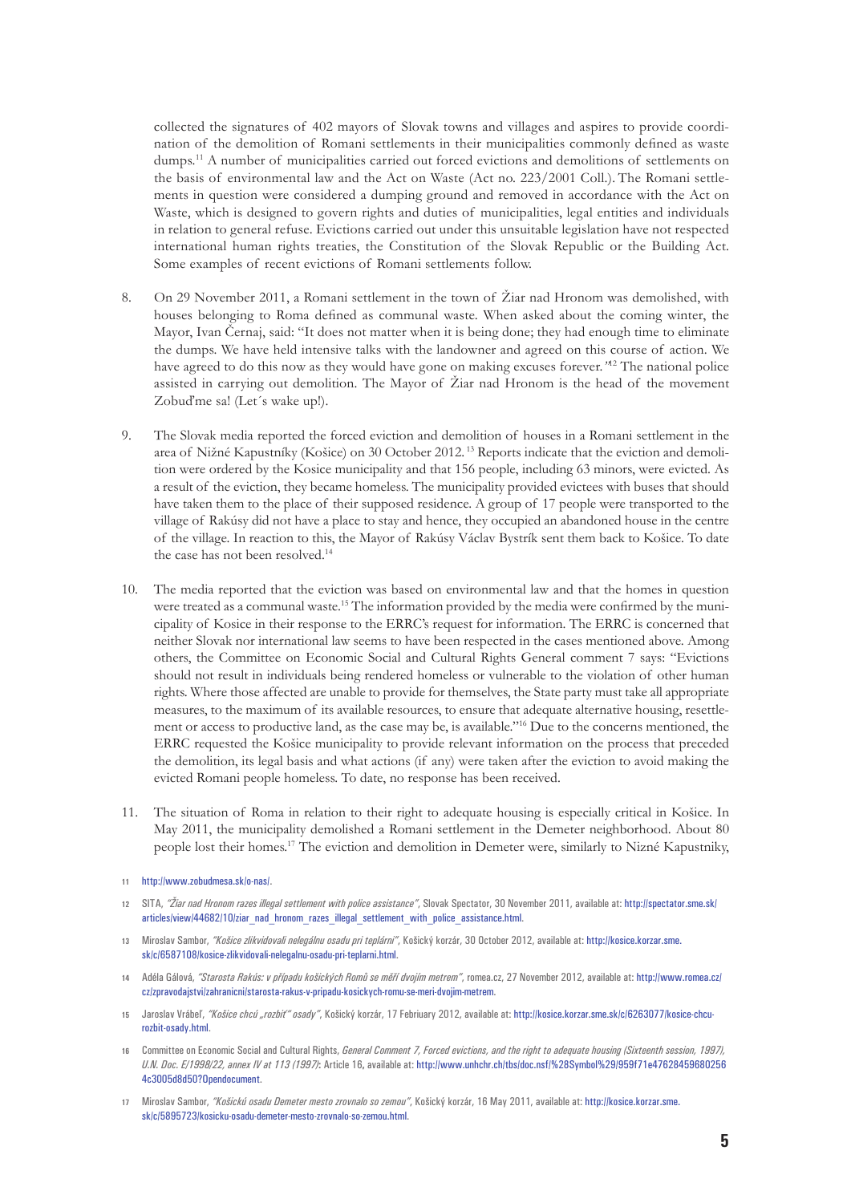collected the signatures of 402 mayors of Slovak towns and villages and aspires to provide coordination of the demolition of Romani settlements in their municipalities commonly defined as waste dumps.[11] A number of municipalities carried out forced evictions and demolitions of settlements on the basis of environmental law and the Act on Waste (Act no. 223/2001 Coll.). The Romani settlements in question were considered a dumping ground and removed in accordance with the Act on Waste, which is designed to govern rights and duties of municipalities, legal entities and individuals in relation to general refuse. Evictions carried out under this unsuitable legislation have not respected international human rights treaties, the Constitution of the Slovak Republic or the Building Act. Some examples of recent evictions of Romani settlements follow.

8. On 29 November 2011, a Romani settlement in the town of Žiar nad Hronom was demolished, with houses belonging to Roma defined as communal waste. When asked about the coming winter, the Mayor, Ivan Černaj, said: "It does not matter when it is being done; they had enough time to eliminate the dumps. We have held intensive talks with the landowner and agreed on this course of action. We have agreed to do this now as they would have gone on making excuses forever."[12] The national police assisted in carrying out demolition. The Mayor of Žiar nad Hronom is the head of the movement Zobuďme sa! (Let´s wake up!).

9. The Slovak media reported the forced eviction and demolition of houses in a Romani settlement in the area of Nižné Kapustníky (Košice) on 30 October 2012.[13] Reports indicate that the eviction and demolition were ordered by the Kosice municipality and that 156 people, including 63 minors, were evicted. As a result of the eviction, they became homeless. The municipality provided evictees with buses that should have taken them to the place of their supposed residence. A group of 17 people were transported to the village of Rakúsy did not have a place to stay and hence, they occupied an abandoned house in the centre of the village. In reaction to this, the Mayor of Rakúsy Václav Bystrík sent them back to Košice. To date the case has not been resolved.[14]

10. The media reported that the eviction was based on environmental law and that the homes in question were treated as a communal waste.[15] The information provided by the media were confirmed by the municipality of Kosice in their response to the ERRC's request for information. The ERRC is concerned that neither Slovak nor international law seems to have been respected in the cases mentioned above. Among others, the Committee on Economic Social and Cultural Rights General comment 7 says: "Evictions should not result in individuals being rendered homeless or vulnerable to the violation of other human rights. Where those affected are unable to provide for themselves, the State party must take all appropriate measures, to the maximum of its available resources, to ensure that adequate alternative housing, resettlement or access to productive land, as the case may be, is available."[16] Due to the concerns mentioned, the ERRC requested the Košice municipality to provide relevant information on the process that preceded the demolition, its legal basis and what actions (if any) were taken after the eviction to avoid making the evicted Romani people homeless. To date, no response has been received.

11. The situation of Roma in relation to their right to adequate housing is especially critical in Košice. In May 2011, the municipality demolished a Romani settlement in the Demeter neighborhood. About 80 people lost their homes.[17] The eviction and demolition in Demeter were, similarly to Nizné Kapustniky,

---

11 http://www.zobudmesa.sk/o-nas/.

12 SITA, *"Žiar nad Hronom razes illegal settlement with police assistance"*, Slovak Spectator, 30 November 2011, available at: http://spectator.sme.sk/articles/view/44682/10/ziar_nad_hronom_razes_illegal_settlement_with_police_assistance.html.

13 Miroslav Sambor, *"Košice zlikvidovali nelegálnu osadu pri teplárni"*, Košický korzár, 30 October 2012, available at: http://kosice.korzar.sme.sk/c/6587108/kosice-zlikvidovali-nelegalnu-osadu-pri-teplarni.html.

14 Adéla Gálová, *"Starosta Rakús: v případu košických Romů se měří dvojím metrem"*, romea.cz, 27 November 2012, available at: http://www.romea.cz/cz/zpravodajstvi/zahranicni/starosta-rakus-v-pripadu-kosickych-romu-se-meri-dvojim-metrem.

15 Jaroslav Vrábeľ, *"Košice chcú „rozbit'" osady"*, Košický korzár, 17 Febriuary 2012, available at: http://kosice.korzar.sme.sk/c/6263077/kosice-chcu-rozbit-osady.html.

16 Committee on Economic Social and Cultural Rights, *General Comment 7, Forced evictions, and the right to adequate housing (Sixteenth session, 1997), U.N. Doc. E/1998/22, annex IV at 113 (1997)*: Article 16, available at: http://www.unhchr.ch/tbs/doc.nsf/%28Symbol%29/959f71e476284596802564c3005d8d50?Opendocument.

17 Miroslav Sambor, *"Košickú osadu Demeter mesto zrovnalo so zemou"*, Košický korzár, 16 May 2011, available at: http://kosice.korzar.sme.sk/c/5895723/kosicku-osadu-demeter-mesto-zrovnalo-so-zemou.html.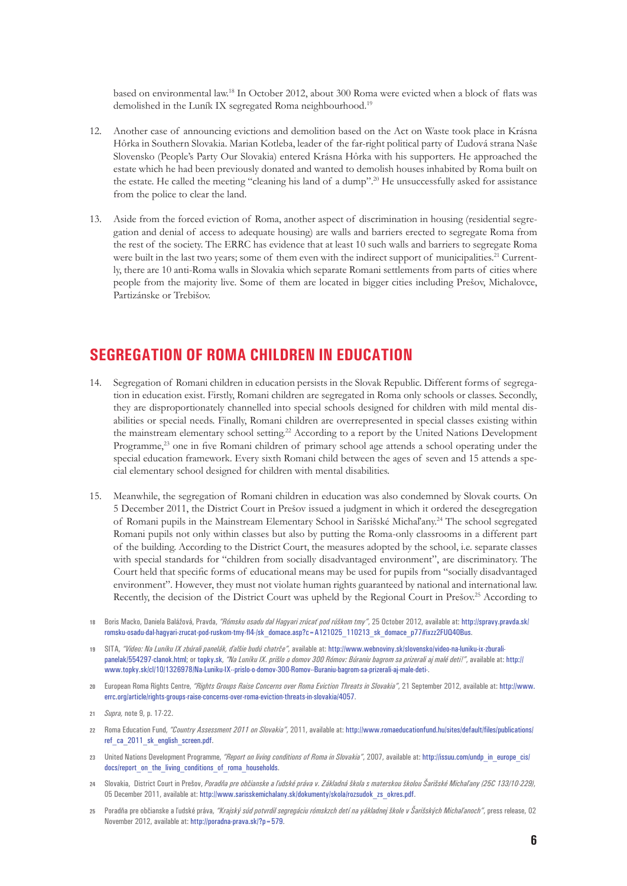based on environmental law.[18] In October 2012, about 300 Roma were evicted when a block of flats was demolished in the Luník IX segregated Roma neighbourhood.[19]

12. Another case of announcing evictions and demolition based on the Act on Waste took place in Krásna Hôrka in Southern Slovakia. Marian Kotleba, leader of the far-right political party of Ľudová strana Naše Slovensko (People's Party Our Slovakia) entered Krásna Hôrka with his supporters. He approached the estate which he had been previously donated and wanted to demolish houses inhabited by Roma built on the estate. He called the meeting "cleaning his land of a dump".[20] He unsuccessfully asked for assistance from the police to clear the land.

13. Aside from the forced eviction of Roma, another aspect of discrimination in housing (residential segregation and denial of access to adequate housing) are walls and barriers erected to segregate Roma from the rest of the society. The ERRC has evidence that at least 10 such walls and barriers to segregate Roma were built in the last two years; some of them even with the indirect support of municipalities.[21] Currently, there are 10 anti-Roma walls in Slovakia which separate Romani settlements from parts of cities where people from the majority live. Some of them are located in bigger cities including Prešov, Michalovce, Partizánske or Trebišov.

## SEGREGATION OF ROMA CHILDREN IN EDUCATION

14. Segregation of Romani children in education persists in the Slovak Republic. Different forms of segregation in education exist. Firstly, Romani children are segregated in Roma only schools or classes. Secondly, they are disproportionately channelled into special schools designed for children with mild mental disabilities or special needs. Finally, Romani children are overrepresented in special classes existing within the mainstream elementary school setting.[22] According to a report by the United Nations Development Programme,[23] one in five Romani children of primary school age attends a school operating under the special education framework. Every sixth Romani child between the ages of seven and 15 attends a special elementary school designed for children with mental disabilities.

15. Meanwhile, the segregation of Romani children in education was also condemned by Slovak courts. On 5 December 2011, the District Court in Prešov issued a judgment in which it ordered the desegregation of Romani pupils in the Mainstream Elementary School in Sarišské Michaľany.[24] The school segregated Romani pupils not only within classes but also by putting the Roma-only classrooms in a different part of the building. According to the District Court, the measures adopted by the school, i.e. separate classes with special standards for "children from socially disadvantaged environment", are discriminatory. The Court held that specific forms of educational means may be used for pupils from "socially disadvantaged environment". However, they must not violate human rights guaranteed by national and international law. Recently, the decision of the District Court was upheld by the Regional Court in Prešov.[25] According to

---

18 Boris Macko, Daniela Balážová, Pravda, *"Rómsku osadu dal Hagyari zrúcať pod rúškom tmy"*, 25 October 2012, available at: http://spravy.pravda.sk/romsku-osadu-dal-hagyari-zrucat-pod-ruskom-tmy-fl4-/sk_domace.asp?c=A121025_110213_sk_domace_p77#ixzz2FUQ40Bus.

19 SITA, *"Video: Na Luníku IX zbúrali panelák, ďalšie budú chatrče"*, available at: http://www.webnoviny.sk/slovensko/video-na-luniku-ix-zburali-panelak/554297-clanok.html; or topky.sk, *"Na Luníku IX. prišlo o domov 300 Rómov: Búraniu bagrom sa prizerali aj malé deti!"*, available at: http://www.topky.sk/cl/10/1326978/Na-Luniku-IX--prislo-o-domov-300-Romov--Buraniu-bagrom-sa-prizerali-aj-male-deti-.

20 European Roma Rights Centre, *"Rights Groups Raise Concerns over Roma Eviction Threats in Slovakia"*, 21 September 2012, available at: http://www.errc.org/article/rights-groups-raise-concerns-over-roma-eviction-threats-in-slovakia/4057.

21 *Supra,* note 9, p. 17-22.

22 Roma Education Fund, *"Country Assessment 2011 on Slovakia"*, 2011, available at: http://www.romaeducationfund.hu/sites/default/files/publications/ref_ca_2011_sk_english_screen.pdf.

23 United Nations Development Programme, *"Report on living conditions of Roma in Slovakia"*, 2007, available at: http://issuu.com/undp_in_europe_cis/docs/report_on_the_living_conditions_of_roma_households.

24 Slovakia, District Court in Prešov, *Poradňa pre občianske a ľudské práva v. Základná škola s materskou školou Šarišské Michaľany (25C 133/10-229)*, 05 December 2011, available at: http://www.sarisskemichalany.sk/dokumenty/skola/rozsudok_zs_okres.pdf.

25 Poradňa pre občianske a ľudské práva, *"Krajský súd potvrdil segregáciu rómskzch detí na yákladnej škole v Šarišských Michaľanoch"*, press release, 02 November 2012, available at: http://poradna-prava.sk/?p=579.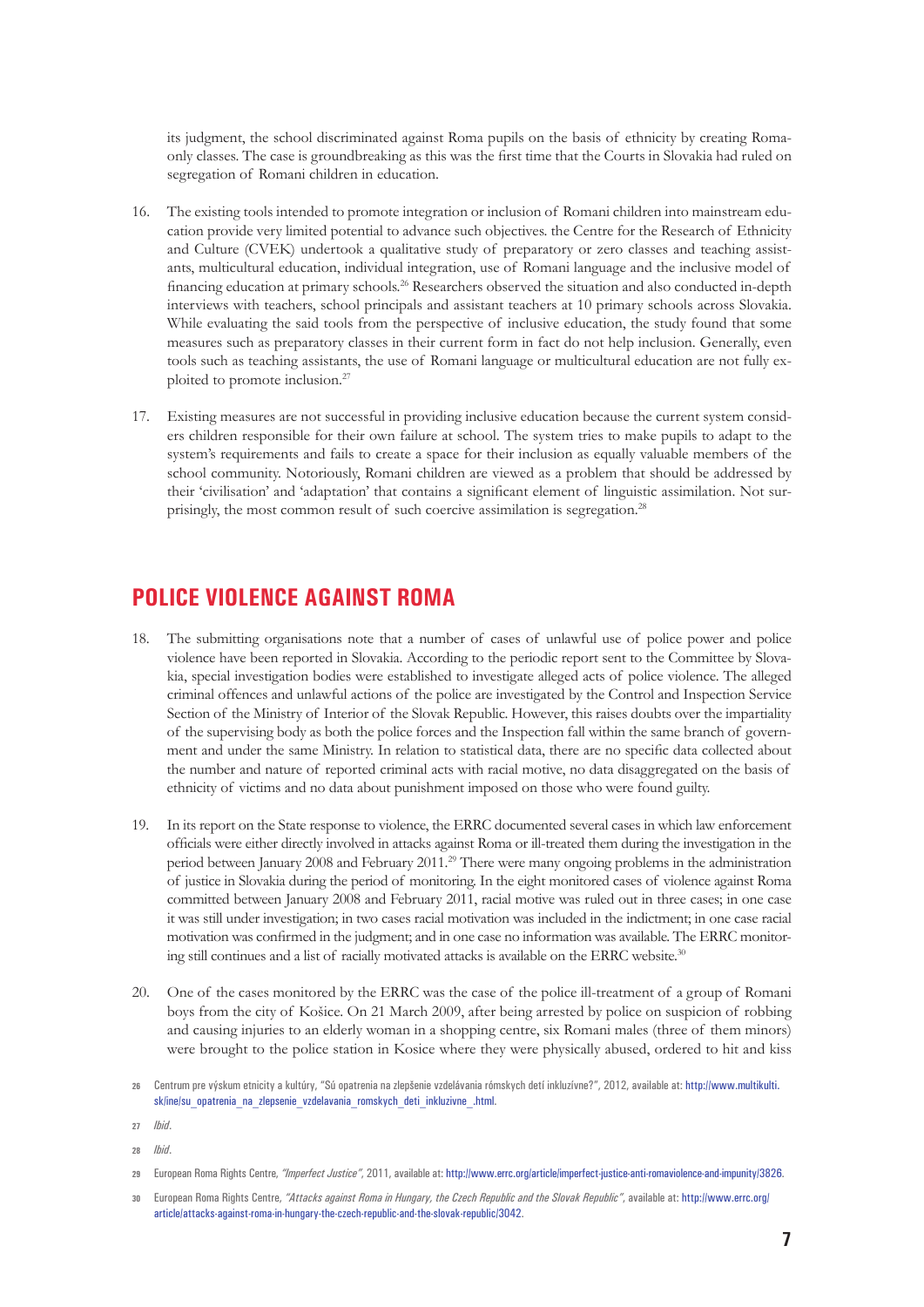its judgment, the school discriminated against Roma pupils on the basis of ethnicity by creating Roma-only classes. The case is groundbreaking as this was the first time that the Courts in Slovakia had ruled on segregation of Romani children in education.

16. The existing tools intended to promote integration or inclusion of Romani children into mainstream education provide very limited potential to advance such objectives. the Centre for the Research of Ethnicity and Culture (CVEK) undertook a qualitative study of preparatory or zero classes and teaching assistants, multicultural education, individual integration, use of Romani language and the inclusive model of financing education at primary schools.[26] Researchers observed the situation and also conducted in-depth interviews with teachers, school principals and assistant teachers at 10 primary schools across Slovakia. While evaluating the said tools from the perspective of inclusive education, the study found that some measures such as preparatory classes in their current form in fact do not help inclusion. Generally, even tools such as teaching assistants, the use of Romani language or multicultural education are not fully exploited to promote inclusion.[27]

17. Existing measures are not successful in providing inclusive education because the current system considers children responsible for their own failure at school. The system tries to make pupils to adapt to the system's requirements and fails to create a space for their inclusion as equally valuable members of the school community. Notoriously, Romani children are viewed as a problem that should be addressed by their 'civilisation' and 'adaptation' that contains a significant element of linguistic assimilation. Not surprisingly, the most common result of such coercive assimilation is segregation.[28]

## POLICE VIOLENCE AGAINST ROMA

18. The submitting organisations note that a number of cases of unlawful use of police power and police violence have been reported in Slovakia. According to the periodic report sent to the Committee by Slovakia, special investigation bodies were established to investigate alleged acts of police violence. The alleged criminal offences and unlawful actions of the police are investigated by the Control and Inspection Service Section of the Ministry of Interior of the Slovak Republic. However, this raises doubts over the impartiality of the supervising body as both the police forces and the Inspection fall within the same branch of government and under the same Ministry. In relation to statistical data, there are no specific data collected about the number and nature of reported criminal acts with racial motive, no data disaggregated on the basis of ethnicity of victims and no data about punishment imposed on those who were found guilty.

19. In its report on the State response to violence, the ERRC documented several cases in which law enforcement officials were either directly involved in attacks against Roma or ill-treated them during the investigation in the period between January 2008 and February 2011.[29] There were many ongoing problems in the administration of justice in Slovakia during the period of monitoring. In the eight monitored cases of violence against Roma committed between January 2008 and February 2011, racial motive was ruled out in three cases; in one case it was still under investigation; in two cases racial motivation was included in the indictment; in one case racial motivation was confirmed in the judgment; and in one case no information was available. The ERRC monitoring still continues and a list of racially motivated attacks is available on the ERRC website.[30]

20. One of the cases monitored by the ERRC was the case of the police ill-treatment of a group of Romani boys from the city of Košice. On 21 March 2009, after being arrested by police on suspicion of robbing and causing injuries to an elderly woman in a shopping centre, six Romani males (three of them minors) were brought to the police station in Kosice where they were physically abused, ordered to hit and kiss

---

26 Centrum pre výskum etnicity a kultúry, "Sú opatrenia na zlepšenie vzdelávania rómskych detí inkluzívne?", 2012, available at: http://www.multikulti.sk/ine/su_opatrenia_na_zlepsenie_vzdelavania_romskych_deti_inkluzivne_.html.

27 *Ibid*.

28 *Ibid*.

29 European Roma Rights Centre, *"Imperfect Justice"*, 2011, available at: http://www.errc.org/article/imperfect-justice-anti-romaviolence-and-impunity/3826.

30 European Roma Rights Centre, *"Attacks against Roma in Hungary, the Czech Republic and the Slovak Republic"*, available at: http://www.errc.org/article/attacks-against-roma-in-hungary-the-czech-republic-and-the-slovak-republic/3042.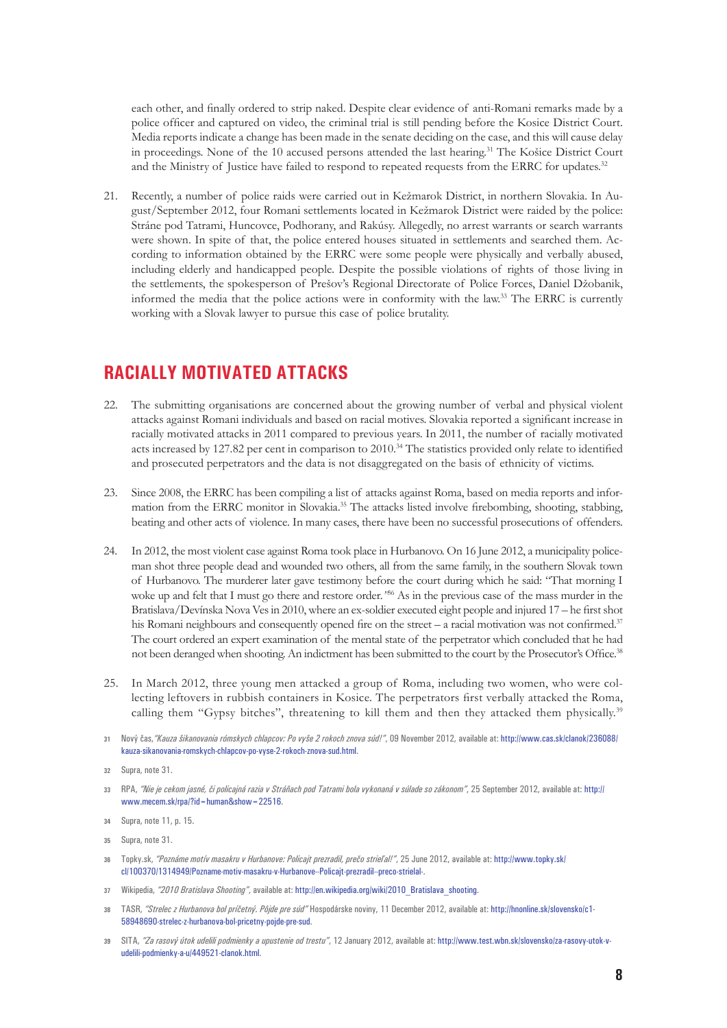each other, and finally ordered to strip naked. Despite clear evidence of anti-Romani remarks made by a police officer and captured on video, the criminal trial is still pending before the Kosice District Court. Media reports indicate a change has been made in the senate deciding on the case, and this will cause delay in proceedings. None of the 10 accused persons attended the last hearing.[31] The Košice District Court and the Ministry of Justice have failed to respond to repeated requests from the ERRC for updates.[32]

21. Recently, a number of police raids were carried out in Kežmarok District, in northern Slovakia. In August/September 2012, four Romani settlements located in Kežmarok District were raided by the police: Stráne pod Tatrami, Huncovce, Podhorany, and Rakúsy. Allegedly, no arrest warrants or search warrants were shown. In spite of that, the police entered houses situated in settlements and searched them. According to information obtained by the ERRC were some people were physically and verbally abused, including elderly and handicapped people. Despite the possible violations of rights of those living in the settlements, the spokesperson of Prešov's Regional Directorate of Police Forces, Daniel Džobanik, informed the media that the police actions were in conformity with the law.[33] The ERRC is currently working with a Slovak lawyer to pursue this case of police brutality.

## RACIALLY MOTIVATED ATTACKS

22. The submitting organisations are concerned about the growing number of verbal and physical violent attacks against Romani individuals and based on racial motives. Slovakia reported a significant increase in racially motivated attacks in 2011 compared to previous years. In 2011, the number of racially motivated acts increased by 127.82 per cent in comparison to 2010.[34] The statistics provided only relate to identified and prosecuted perpetrators and the data is not disaggregated on the basis of ethnicity of victims.

23. Since 2008, the ERRC has been compiling a list of attacks against Roma, based on media reports and information from the ERRC monitor in Slovakia.[35] The attacks listed involve firebombing, shooting, stabbing, beating and other acts of violence. In many cases, there have been no successful prosecutions of offenders.

24. In 2012, the most violent case against Roma took place in Hurbanovo. On 16 June 2012, a municipality policeman shot three people dead and wounded two others, all from the same family, in the southern Slovak town of Hurbanovo. The murderer later gave testimony before the court during which he said: "That morning I woke up and felt that I must go there and restore order."[36] As in the previous case of the mass murder in the Bratislava/Devínska Nova Ves in 2010, where an ex-soldier executed eight people and injured 17 – he first shot his Romani neighbours and consequently opened fire on the street – a racial motivation was not confirmed.[37] The court ordered an expert examination of the mental state of the perpetrator which concluded that he had not been deranged when shooting. An indictment has been submitted to the court by the Prosecutor's Office.[38]

25. In March 2012, three young men attacked a group of Roma, including two women, who were collecting leftovers in rubbish containers in Kosice. The perpetrators first verbally attacked the Roma, calling them "Gypsy bitches", threatening to kill them and then they attacked them physically.[39]

---

31 Nový čas, *"Kauza šikanovania rómskych chlapcov: Po vyše 2 rokoch znova súd!"*, 09 November 2012, available at: http://www.cas.sk/clanok/236088/kauza-sikanovania-romskych-chlapcov-po-vyse-2-rokoch-znova-sud.html.

32 Supra, note 31.

33 RPA, *"Nie je cekom jasné, či policajná razia v Stráňach pod Tatrami bola vykonaná v súlade so zákonom"*, 25 September 2012, available at: http://www.mecem.sk/rpa/?id=human&show=22516.

34 Supra, note 11, p. 15.

35 Supra, note 31.

36 Topky.sk, *"Poznáme motív masakru v Hurbanove: Policajt prezradil, prečo strieľal!"*, 25 June 2012, available at: http://www.topky.sk/cl/100370/1314949/Pozname-motiv-masakru-v-Hurbanove--Policajt-prezradil--preco-strielal-.

37 Wikipedia, *"2010 Bratislava Shooting"*, available at: http://en.wikipedia.org/wiki/2010_Bratislava_shooting.

38 TASR, *"Strelec z Hurbanova bol príčetný. Pôjde pre súd"* Hospodárske noviny, 11 December 2012, available at: http://hnonline.sk/slovensko/c1-58948690-strelec-z-hurbanova-bol-pricetny-pojde-pre-sud.

39 SITA, *"Za rasový útok udelili podmienky a upustenie od trestu"*, 12 January 2012, available at: http://www.test.wbn.sk/slovensko/za-rasovy-utok-v-udelili-podmienky-a-u/449521-clanok.html.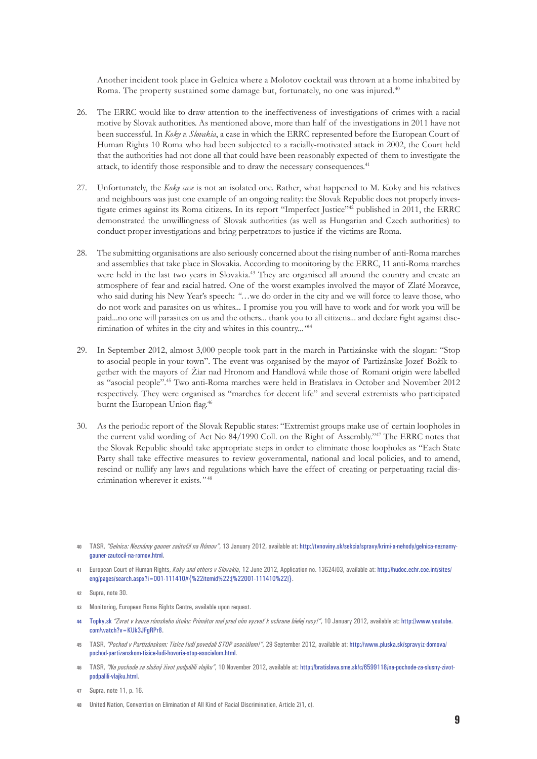Another incident took place in Gelnica where a Molotov cocktail was thrown at a home inhabited by Roma. The property sustained some damage but, fortunately, no one was injured.[40]

26. The ERRC would like to draw attention to the ineffectiveness of investigations of crimes with a racial motive by Slovak authorities. As mentioned above, more than half of the investigations in 2011 have not been successful. In *Koky v. Slovakia*, a case in which the ERRC represented before the European Court of Human Rights 10 Roma who had been subjected to a racially-motivated attack in 2002, the Court held that the authorities had not done all that could have been reasonably expected of them to investigate the attack, to identify those responsible and to draw the necessary consequences.[41]

27. Unfortunately, the *Koky case* is not an isolated one. Rather, what happened to M. Koky and his relatives and neighbours was just one example of an ongoing reality: the Slovak Republic does not properly investigate crimes against its Roma citizens. In its report "Imperfect Justice"[42] published in 2011, the ERRC demonstrated the unwillingness of Slovak authorities (as well as Hungarian and Czech authorities) to conduct proper investigations and bring perpetrators to justice if the victims are Roma.

28. The submitting organisations are also seriously concerned about the rising number of anti-Roma marches and assemblies that take place in Slovakia. According to monitoring by the ERRC, 11 anti-Roma marches were held in the last two years in Slovakia.[43] They are organised all around the country and create an atmosphere of fear and racial hatred. One of the worst examples involved the mayor of Zlaté Moravce, who said during his New Year's speech: *"…we do order in the city and we will force to leave those, who do not work and parasites on us whites... I promise you you will have to work and for work you will be paid...no one will parasites on us and the others... thank you to all citizens... and declare fight against discrimination of whites in the city and whites in this country..."*[44]

29. In September 2012, almost 3,000 people took part in the march in Partizánske with the slogan: "Stop to asocial people in your town". The event was organised by the mayor of Partizánske Jozef Božík together with the mayors of Žiar nad Hronom and Handlová while those of Romani origin were labelled as "asocial people".[45] Two anti-Roma marches were held in Bratislava in October and November 2012 respectively. They were organised as "marches for decent life" and several extremists who participated burnt the European Union flag.[46]

30. As the periodic report of the Slovak Republic states: "Extremist groups make use of certain loopholes in the current valid wording of Act No 84/1990 Coll. on the Right of Assembly."[47] The ERRC notes that the Slovak Republic should take appropriate steps in order to eliminate those loopholes as "Each State Party shall take effective measures to review governmental, national and local policies, and to amend, rescind or nullify any laws and regulations which have the effect of creating or perpetuating racial discrimination wherever it exists.*"* [48]

---

40 TASR, *"Gelnica: Neznámy gauner zaútočil na Rómov"*, 13 January 2012, available at: http://tvnoviny.sk/sekcia/spravy/krimi-a-nehody/gelnica-neznamy-gauner-zautocil-na-romov.html.

41 European Court of Human Rights, *Koky and others v Slovakia*, 12 June 2012, Application no. 13624/03, available at: http://hudoc.echr.coe.int/sites/eng/pages/search.aspx?i=001-111410#{%22itemid%22:[%22001-111410%22]}.

42 Supra, note 30.

43 Monitoring, European Roma Rights Centre, available upon request.

44 Topky.sk *"Zvrat v kauze rómskeho útoku: Primátor mal pred ním vyzvať k ochrane bielej rasy!"*, 10 January 2012, available at: http://www.youtube.com/watch?v=KUk3JFgRPr8.

45 TASR, *"Pochod v Partizánskom: Tisíce ľudí povedali STOP asociálom!"*, 29 September 2012, available at: http://www.pluska.sk/spravy/z-domova/pochod-partizanskom-tisice-ludi-hovoria-stop-asocialom.html.

46 TASR, *"Na pochode za slušný život podpálili vlajku"*, 10 November 2012, available at: http://bratislava.sme.sk/c/6599118/na-pochode-za-slusny-zivot-podpalili-vlajku.html.

47 Supra, note 11, p. 16.

48 United Nation, Convention on Elimination of All Kind of Racial Discrimination, Article 2(1, c).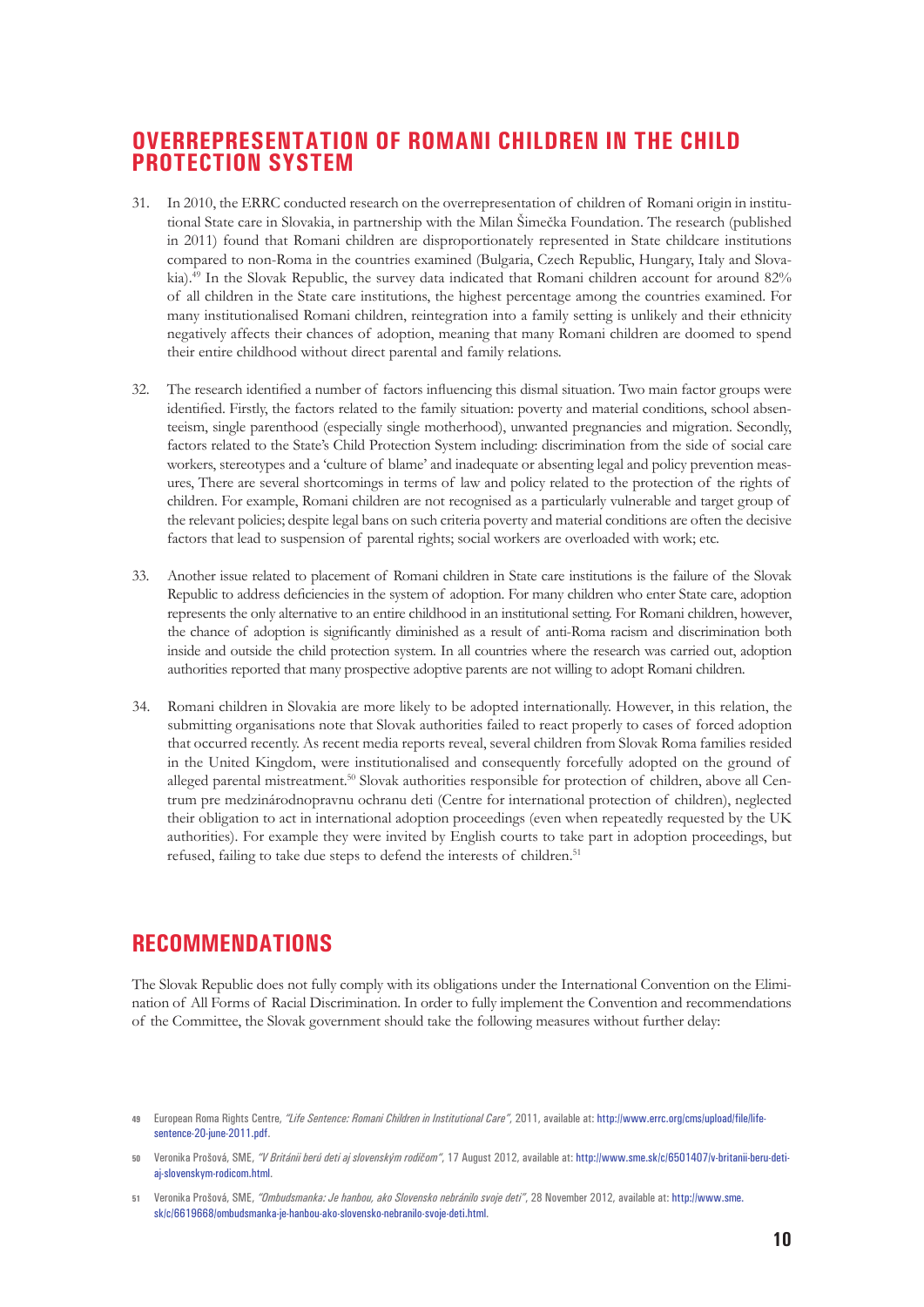## OVERREPRESENTATION OF ROMANI CHILDREN IN THE CHILD PROTECTION SYSTEM

31. In 2010, the ERRC conducted research on the overrepresentation of children of Romani origin in institutional State care in Slovakia, in partnership with the Milan Šimečka Foundation. The research (published in 2011) found that Romani children are disproportionately represented in State childcare institutions compared to non-Roma in the countries examined (Bulgaria, Czech Republic, Hungary, Italy and Slovakia).[49] In the Slovak Republic, the survey data indicated that Romani children account for around 82% of all children in the State care institutions, the highest percentage among the countries examined. For many institutionalised Romani children, reintegration into a family setting is unlikely and their ethnicity negatively affects their chances of adoption, meaning that many Romani children are doomed to spend their entire childhood without direct parental and family relations.

32. The research identified a number of factors influencing this dismal situation. Two main factor groups were identified. Firstly, the factors related to the family situation: poverty and material conditions, school absenteeism, single parenthood (especially single motherhood), unwanted pregnancies and migration. Secondly, factors related to the State's Child Protection System including: discrimination from the side of social care workers, stereotypes and a 'culture of blame' and inadequate or absenting legal and policy prevention measures, There are several shortcomings in terms of law and policy related to the protection of the rights of children. For example, Romani children are not recognised as a particularly vulnerable and target group of the relevant policies; despite legal bans on such criteria poverty and material conditions are often the decisive factors that lead to suspension of parental rights; social workers are overloaded with work; etc.

33. Another issue related to placement of Romani children in State care institutions is the failure of the Slovak Republic to address deficiencies in the system of adoption. For many children who enter State care, adoption represents the only alternative to an entire childhood in an institutional setting. For Romani children, however, the chance of adoption is significantly diminished as a result of anti-Roma racism and discrimination both inside and outside the child protection system. In all countries where the research was carried out, adoption authorities reported that many prospective adoptive parents are not willing to adopt Romani children.

34. Romani children in Slovakia are more likely to be adopted internationally. However, in this relation, the submitting organisations note that Slovak authorities failed to react properly to cases of forced adoption that occurred recently. As recent media reports reveal, several children from Slovak Roma families resided in the United Kingdom, were institutionalised and consequently forcefully adopted on the ground of alleged parental mistreatment.[50] Slovak authorities responsible for protection of children, above all Centrum pre medzinárodnopravnu ochranu deti (Centre for international protection of children), neglected their obligation to act in international adoption proceedings (even when repeatedly requested by the UK authorities). For example they were invited by English courts to take part in adoption proceedings, but refused, failing to take due steps to defend the interests of children.[51]

## RECOMMENDATIONS

The Slovak Republic does not fully comply with its obligations under the International Convention on the Elimination of All Forms of Racial Discrimination. In order to fully implement the Convention and recommendations of the Committee, the Slovak government should take the following measures without further delay:

---

49 European Roma Rights Centre, *"Life Sentence: Romani Children in Institutional Care"*, 2011, available at: http://www.errc.org/cms/upload/file/life-sentence-20-june-2011.pdf.

50 Veronika Prošová, SME, *"V Británii berú deti aj slovenským rodičom"*, 17 August 2012, available at: http://www.sme.sk/c/6501407/v-britanii-beru-deti-aj-slovenskym-rodicom.html.

51 Veronika Prošová, SME, *"Ombudsmanka: Je hanbou, ako Slovensko nebránilo svoje deti"*, 28 November 2012, available at: http://www.sme.sk/c/6619668/ombudsmanka-je-hanbou-ako-slovensko-nebranilo-svoje-deti.html.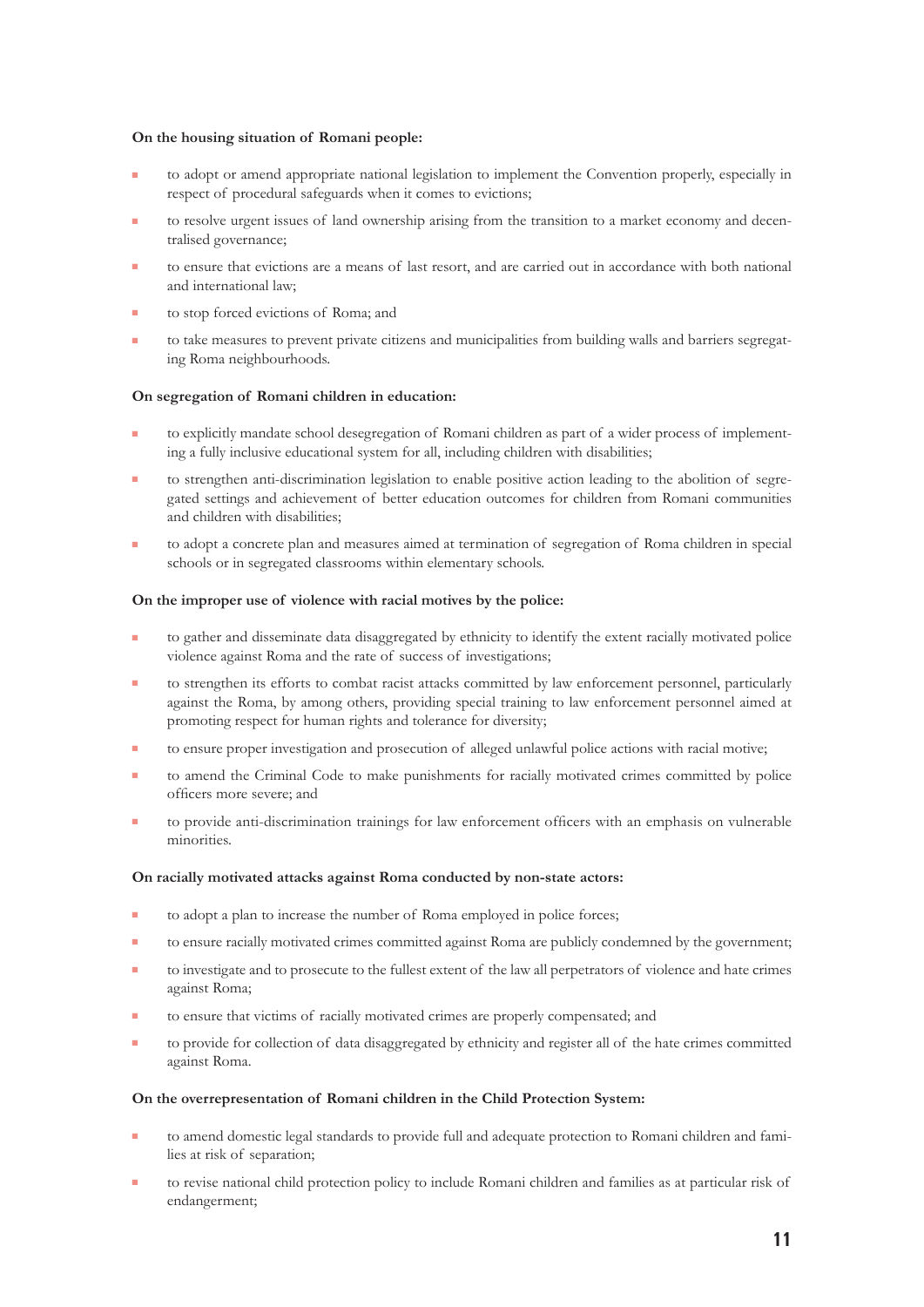**On the housing situation of Romani people:**

- to adopt or amend appropriate national legislation to implement the Convention properly, especially in respect of procedural safeguards when it comes to evictions;
- to resolve urgent issues of land ownership arising from the transition to a market economy and decentralised governance;
- to ensure that evictions are a means of last resort, and are carried out in accordance with both national and international law;
- to stop forced evictions of Roma; and
- to take measures to prevent private citizens and municipalities from building walls and barriers segregating Roma neighbourhoods.

**On segregation of Romani children in education:**

- to explicitly mandate school desegregation of Romani children as part of a wider process of implementing a fully inclusive educational system for all, including children with disabilities;
- to strengthen anti-discrimination legislation to enable positive action leading to the abolition of segregated settings and achievement of better education outcomes for children from Romani communities and children with disabilities;
- to adopt a concrete plan and measures aimed at termination of segregation of Roma children in special schools or in segregated classrooms within elementary schools.

**On the improper use of violence with racial motives by the police:**

- to gather and disseminate data disaggregated by ethnicity to identify the extent racially motivated police violence against Roma and the rate of success of investigations;
- to strengthen its efforts to combat racist attacks committed by law enforcement personnel, particularly against the Roma, by among others, providing special training to law enforcement personnel aimed at promoting respect for human rights and tolerance for diversity;
- to ensure proper investigation and prosecution of alleged unlawful police actions with racial motive;
- to amend the Criminal Code to make punishments for racially motivated crimes committed by police officers more severe; and
- to provide anti-discrimination trainings for law enforcement officers with an emphasis on vulnerable minorities.

**On racially motivated attacks against Roma conducted by non-state actors:**

- to adopt a plan to increase the number of Roma employed in police forces;
- to ensure racially motivated crimes committed against Roma are publicly condemned by the government;
- to investigate and to prosecute to the fullest extent of the law all perpetrators of violence and hate crimes against Roma;
- to ensure that victims of racially motivated crimes are properly compensated; and
- to provide for collection of data disaggregated by ethnicity and register all of the hate crimes committed against Roma.

**On the overrepresentation of Romani children in the Child Protection System:**

- to amend domestic legal standards to provide full and adequate protection to Romani children and families at risk of separation;
- to revise national child protection policy to include Romani children and families as at particular risk of endangerment;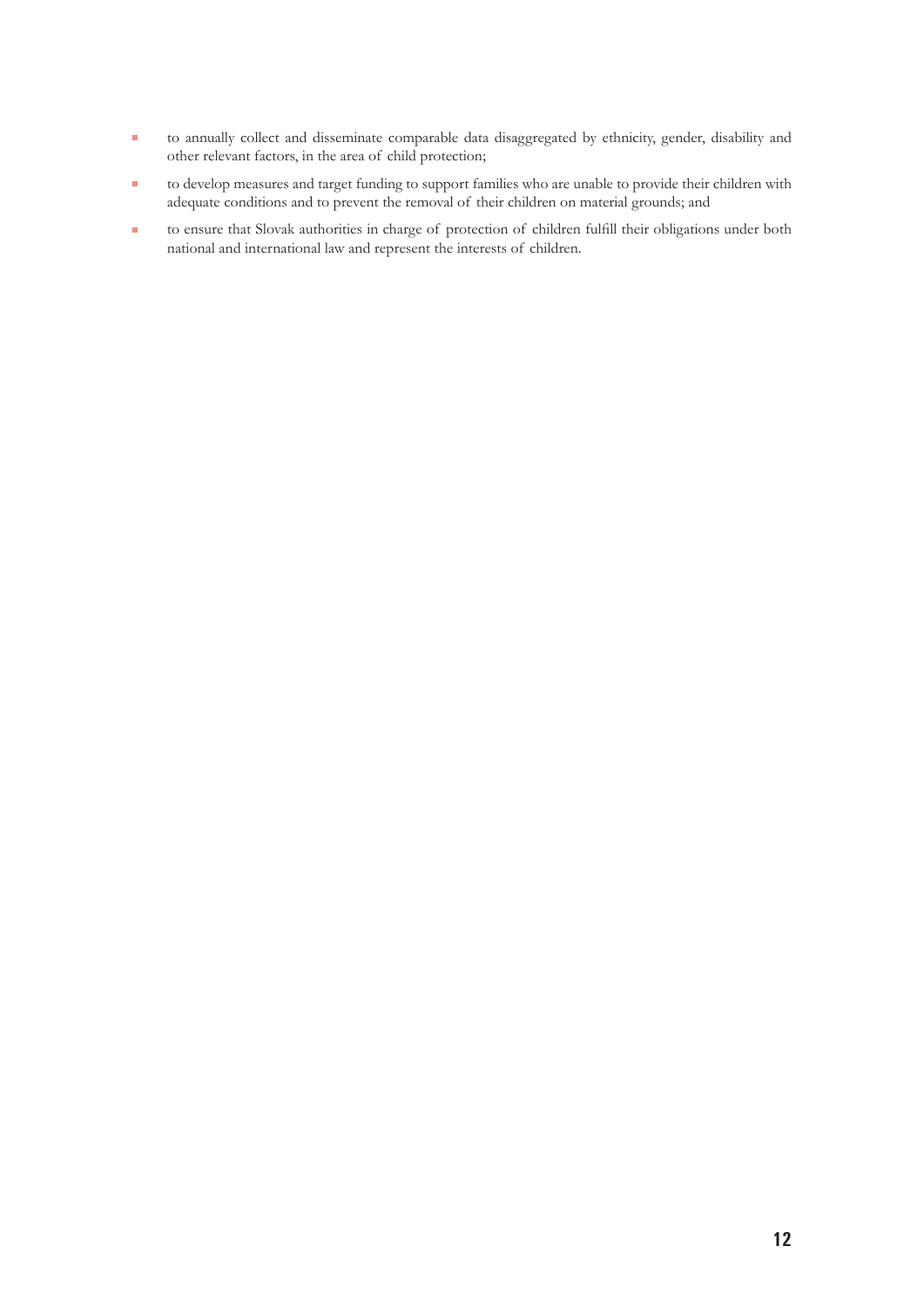- to annually collect and disseminate comparable data disaggregated by ethnicity, gender, disability and other relevant factors, in the area of child protection;
- to develop measures and target funding to support families who are unable to provide their children with adequate conditions and to prevent the removal of their children on material grounds; and
- to ensure that Slovak authorities in charge of protection of children fulfill their obligations under both national and international law and represent the interests of children.